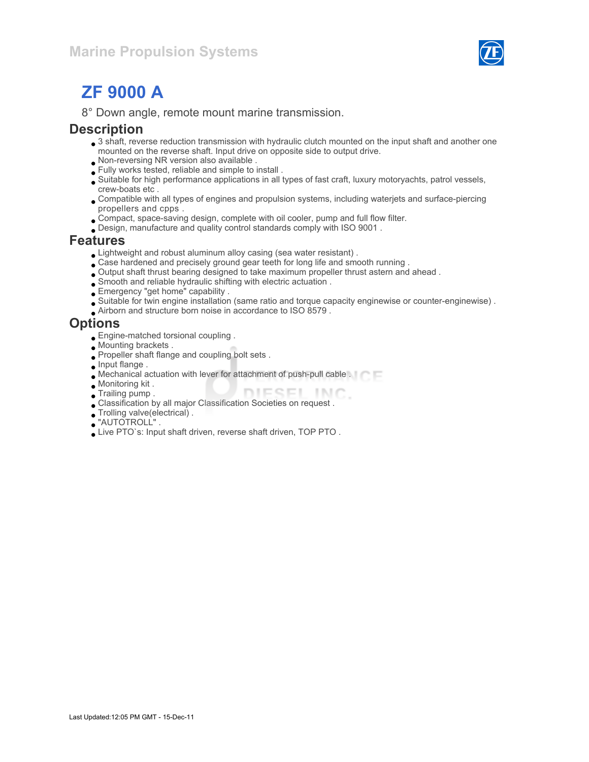Marine Propulsion Systems

# ZF 9000 A

8° Down angle, remote mount marine transmission.

## Description

- 3 shaft, reverse reduction transmission with hydraulic clutch mounted on the input shaft and another one mounted on the reverse shaft. Input drive on opposite side to output drive.
- Non-reversing NR version also available .
- Fully works tested, reliable and simple to install .
- Suitable for high performance applications in all types of fast craft, luxury motoryachts, patrol vessels, crew-boats etc .
- Compatible with all types of engines and propulsion systems, including waterjets and surface-piercing propellers and cpps .
- Compact, space-saving design, complete with oil cooler, pump and full flow filter.
- Design, manufacture and quality control standards comply with ISO 9001 .

## Features

- Lightweight and robust aluminum alloy casing (sea water resistant) .
- Case hardened and precisely ground gear teeth for long life and smooth running .
- Output shaft thrust bearing designed to take maximum propeller thrust astern and ahead .
- Smooth and reliable hydraulic shifting with electric actuation .
- Emergency "get home" capability .
- Suitable for twin engine installation (same ratio and torque capacity enginewise or counter-enginewise) .
- Airborn and structure born noise in accordance to ISO 8579 .

## Options

- Engine-matched torsional coupling .
- Mounting brackets .
- Propeller shaft flange and coupling bolt sets .
- Input flange .
- Mechanical actuation with lever for attachment of push-pull cable .
- Monitoring kit .
- Trailing pump .
- Classification by all major Classification Societies on request .
- Trolling valve(electrical) .
- "AUTOTROLL" .
- Live PTO`s: Input shaft driven, reverse shaft driven, TOP PTO .

Last Updated:12:05 PM GMT - 15-Dec-11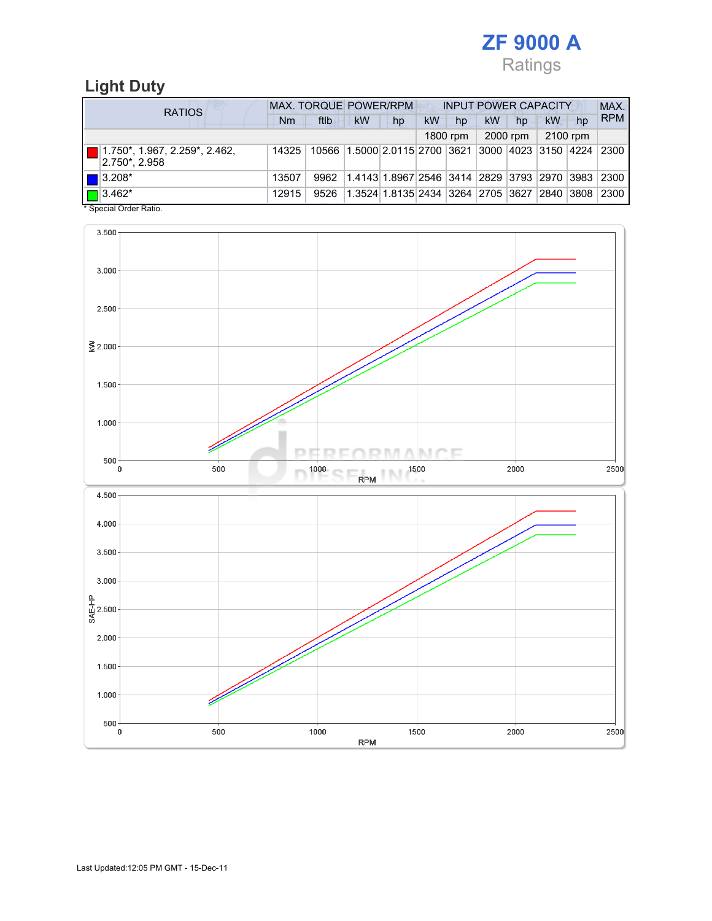# ZF 9000 A

Ratings

## Light Duty

| RATIOS | MAX. TORQUE | | POWER/RPM | | INPUT POWER CAPACITY | | | | | | MAX. RPM |
|---|---|---|---|---|---|---|---|---|---|---|---|
| | Nm | ftlb | kW | hp | kW | hp | kW | hp | kW | hp | |
| | | | | | 1800 rpm | | 2000 rpm | | 2100 rpm | | |
| 1.750*, 1.967, 2.259*, 2.462, 2.750*, 2.958 | 14325 | 10566 | 1.5000 | 2.0115 | 2700 | 3621 | 3000 | 4023 | 3150 | 4224 | 2300 |
| 3.208* | 13507 | 9962 | 1.4143 | 1.8967 | 2546 | 3414 | 2829 | 3793 | 2970 | 3983 | 2300 |
| 3.462* | 12915 | 9526 | 1.3524 | 1.8135 | 2434 | 3264 | 2705 | 3627 | 2840 | 3808 | 2300 |

* Special Order Ratio.

Last Updated:12:05 PM GMT - 15-Dec-11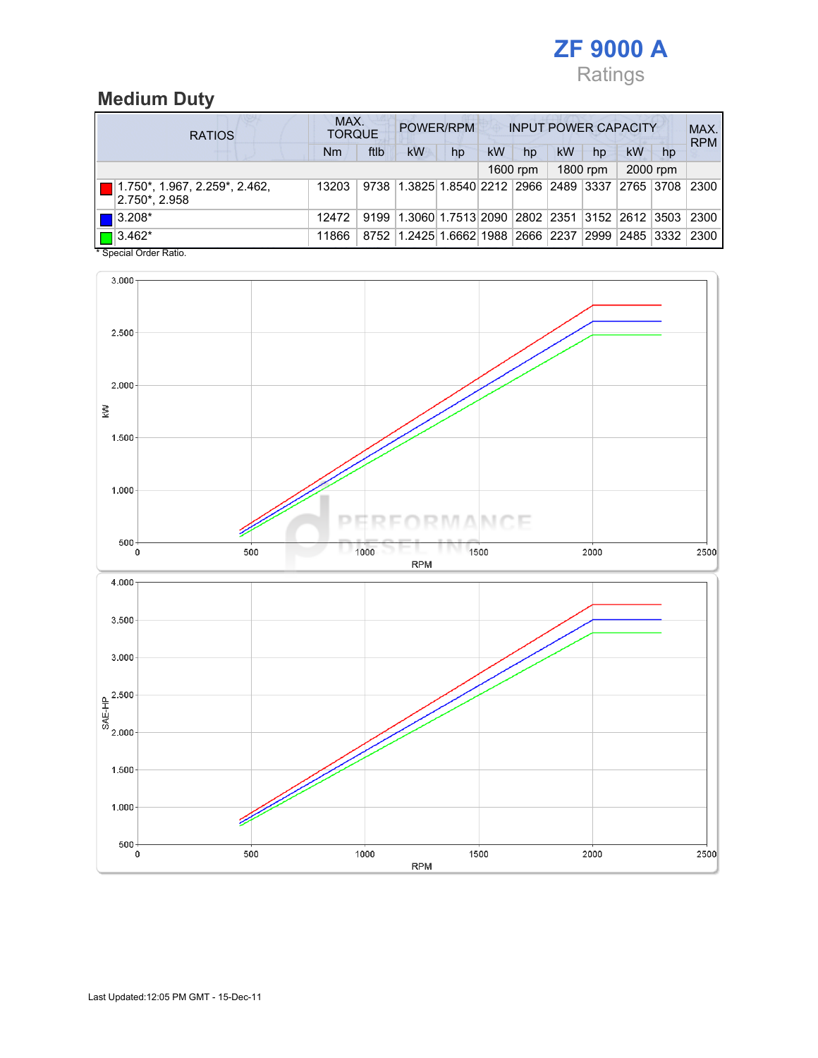# ZF 9000 A

Ratings

## Medium Duty

| RATIOS | MAX. TORQUE | | POWER/RPM | | INPUT POWER CAPACITY | | | | | | MAX. RPM |
|---|---|---|---|---|---|---|---|---|---|---|---|
| | Nm | ftlb | kW | hp | kW | hp | kW | hp | kW | hp | |
| | | | | | 1600 rpm | | 1800 rpm | | 2000 rpm | | |
| 1.750*, 1.967, 2.259*, 2.462, 2.750*, 2.958 | 13203 | 9738 | 1.3825 | 1.8540 | 2212 | 2966 | 2489 | 3337 | 2765 | 3708 | 2300 |
| 3.208* | 12472 | 9199 | 1.3060 | 1.7513 | 2090 | 2802 | 2351 | 3152 | 2612 | 3503 | 2300 |
| 3.462* | 11866 | 8752 | 1.2425 | 1.6662 | 1988 | 2666 | 2237 | 2999 | 2485 | 3332 | 2300 |

* Special Order Ratio.

Last Updated:12:05 PM GMT - 15-Dec-11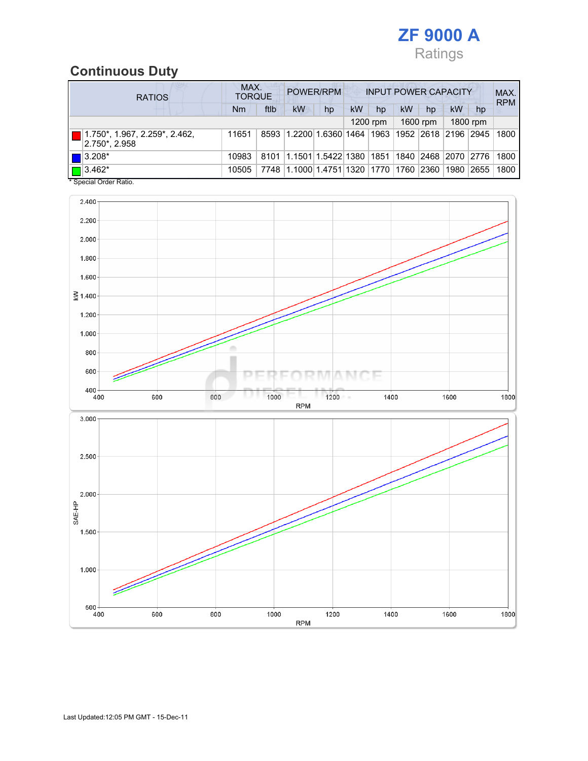# ZF 9000 A

Ratings

## Continuous Duty

| RATIOS | MAX. TORQUE | | POWER/RPM | | INPUT POWER CAPACITY | | | | | | MAX. RPM |
|---|---|---|---|---|---|---|---|---|---|---|---|
| | Nm | ftlb | kW | hp | kW | hp | kW | hp | kW | hp | |
| | | | | | 1200 rpm | | 1600 rpm | | 1800 rpm | | |
| 1.750*, 1.967, 2.259*, 2.462, 2.750*, 2.958 | 11651 | 8593 | 1.2200 | 1.6360 | 1464 | 1963 | 1952 | 2618 | 2196 | 2945 | 1800 |
| 3.208* | 10983 | 8101 | 1.1501 | 1.5422 | 1380 | 1851 | 1840 | 2468 | 2070 | 2776 | 1800 |
| 3.462* | 10505 | 7748 | 1.1000 | 1.4751 | 1320 | 1770 | 1760 | 2360 | 1980 | 2655 | 1800 |

\* Special Order Ratio.

Last Updated:12:05 PM GMT - 15-Dec-11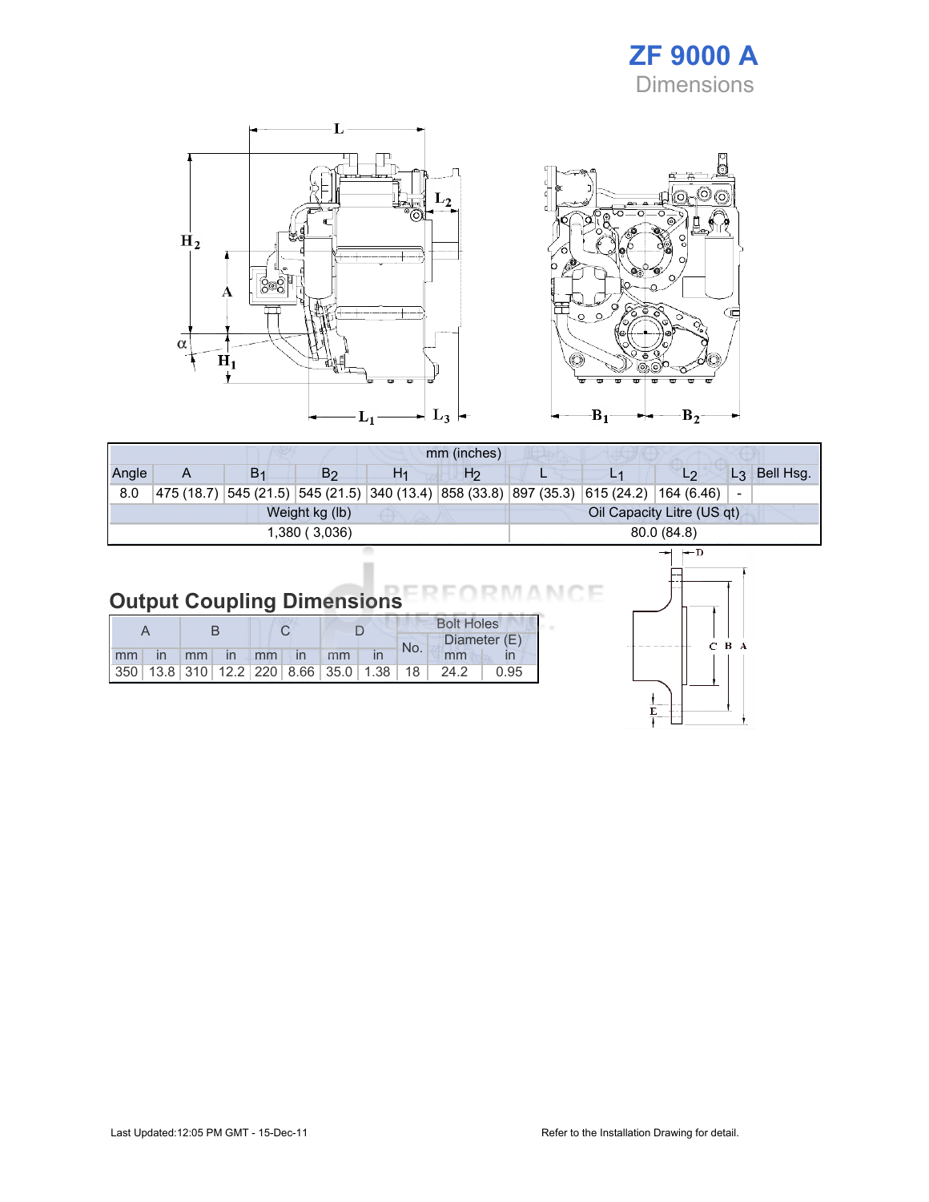# ZF 9000 A

## Dimensions

| mm (inches) | | | | | | | | | | |
|---|---|---|---|---|---|---|---|---|---|---|
| Angle | A | $B_1$ | $B_2$ | $H_1$ | $H_2$ | L | $L_1$ | $L_2$ | $L_3$ | Bell Hsg. |
| 8.0 | 475 (18.7) | 545 (21.5) | 545 (21.5) | 340 (13.4) | 858 (33.8) | 897 (35.3) | 615 (24.2) | 164 (6.46) | - | |
| Weight kg (lb) | | | | | | Oil Capacity Litre (US qt) | | | | |
| 1,380 ( 3,036) | | | | | | 80.0 (84.8) | | | | |

## Output Coupling Dimensions

| A | | B | | C | | D | | Bolt Holes | | |
|---|---|---|---|---|---|---|---|---|---|---|
| | | | | | | | | No. | Diameter (E) | |
| mm | in | mm | in | mm | in | mm | in | | mm | in |
| 350 | 13.8 | 310 | 12.2 | 220 | 8.66 | 35.0 | 1.38 | 18 | 24.2 | 0.95 |

Last Updated:12:05 PM GMT - 15-Dec-11

Refer to the Installation Drawing for detail.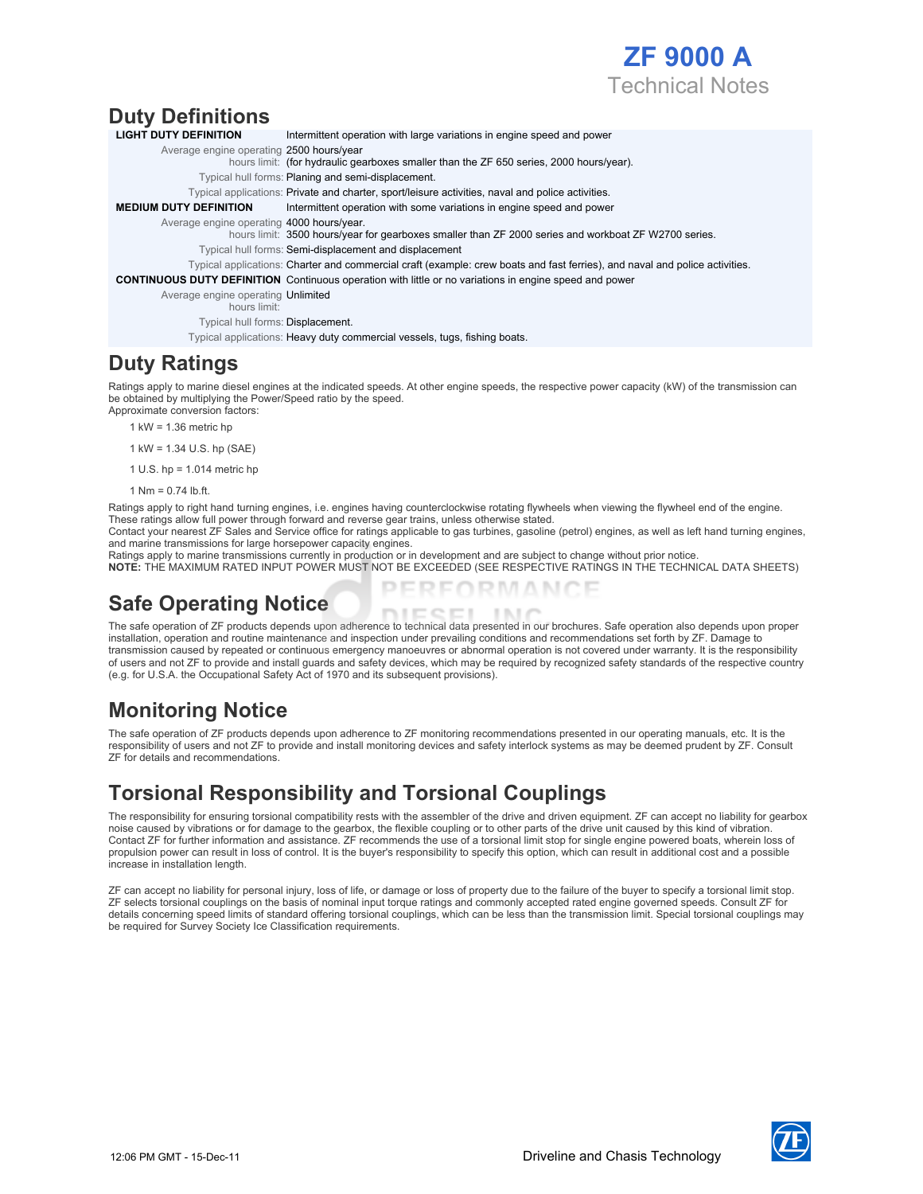# ZF 9000 A

Technical Notes

## Duty Definitions

| | |
|---|---|
| **LIGHT DUTY DEFINITION** | Intermittent operation with large variations in engine speed and power |
| Average engine operating hours limit: | 2500 hours/year (for hydraulic gearboxes smaller than the ZF 650 series, 2000 hours/year). |
| Typical hull forms: | Planing and semi-displacement. |
| Typical applications: | Private and charter, sport/leisure activities, naval and police activities. |
| **MEDIUM DUTY DEFINITION** | Intermittent operation with some variations in engine speed and power |
| Average engine operating hours limit: | 4000 hours/year. 3500 hours/year for gearboxes smaller than ZF 2000 series and workboat ZF W2700 series. |
| Typical hull forms: | Semi-displacement and displacement |
| Typical applications: | Charter and commercial craft (example: crew boats and fast ferries), and naval and police activities. |
| **CONTINUOUS DUTY DEFINITION** | Continuous operation with little or no variations in engine speed and power |
| Average engine operating hours limit: | Unlimited |
| Typical hull forms: | Displacement. |
| Typical applications: | Heavy duty commercial vessels, tugs, fishing boats. |

## Duty Ratings

Ratings apply to marine diesel engines at the indicated speeds. At other engine speeds, the respective power capacity (kW) of the transmission can be obtained by multiplying the Power/Speed ratio by the speed.
Approximate conversion factors:

1 kW = 1.36 metric hp

1 kW = 1.34 U.S. hp (SAE)

1 U.S. hp = 1.014 metric hp

1 Nm = 0.74 lb.ft.

Ratings apply to right hand turning engines, i.e. engines having counterclockwise rotating flywheels when viewing the flywheel end of the engine.
These ratings allow full power through forward and reverse gear trains, unless otherwise stated.
Contact your nearest ZF Sales and Service office for ratings applicable to gas turbines, gasoline (petrol) engines, as well as left hand turning engines, and marine transmissions for large horsepower capacity engines.
Ratings apply to marine transmissions currently in production or in development and are subject to change without prior notice.
**NOTE:** THE MAXIMUM RATED INPUT POWER MUST NOT BE EXCEEDED (SEE RESPECTIVE RATINGS IN THE TECHNICAL DATA SHEETS)

## Safe Operating Notice

The safe operation of ZF products depends upon adherence to technical data presented in our brochures. Safe operation also depends upon proper installation, operation and routine maintenance and inspection under prevailing conditions and recommendations set forth by ZF. Damage to transmission caused by repeated or continuous emergency manoeuvres or abnormal operation is not covered under warranty. It is the responsibility of users and not ZF to provide and install guards and safety devices, which may be required by recognized safety standards of the respective country (e.g. for U.S.A. the Occupational Safety Act of 1970 and its subsequent provisions).

## Monitoring Notice

The safe operation of ZF products depends upon adherence to ZF monitoring recommendations presented in our operating manuals, etc. It is the responsibility of users and not ZF to provide and install monitoring devices and safety interlock systems as may be deemed prudent by ZF. Consult ZF for details and recommendations.

## Torsional Responsibility and Torsional Couplings

The responsibility for ensuring torsional compatibility rests with the assembler of the drive and driven equipment. ZF can accept no liability for gearbox noise caused by vibrations or for damage to the gearbox, the flexible coupling or to other parts of the drive unit caused by this kind of vibration. Contact ZF for further information and assistance. ZF recommends the use of a torsional limit stop for single engine powered boats, wherein loss of propulsion power can result in loss of control. It is the buyer's responsibility to specify this option, which can result in additional cost and a possible increase in installation length.

ZF can accept no liability for personal injury, loss of life, or damage or loss of property due to the failure of the buyer to specify a torsional limit stop. ZF selects torsional couplings on the basis of nominal input torque ratings and commonly accepted rated engine governed speeds. Consult ZF for details concerning speed limits of standard offering torsional couplings, which can be less than the transmission limit. Special torsional couplings may be required for Survey Society Ice Classification requirements.